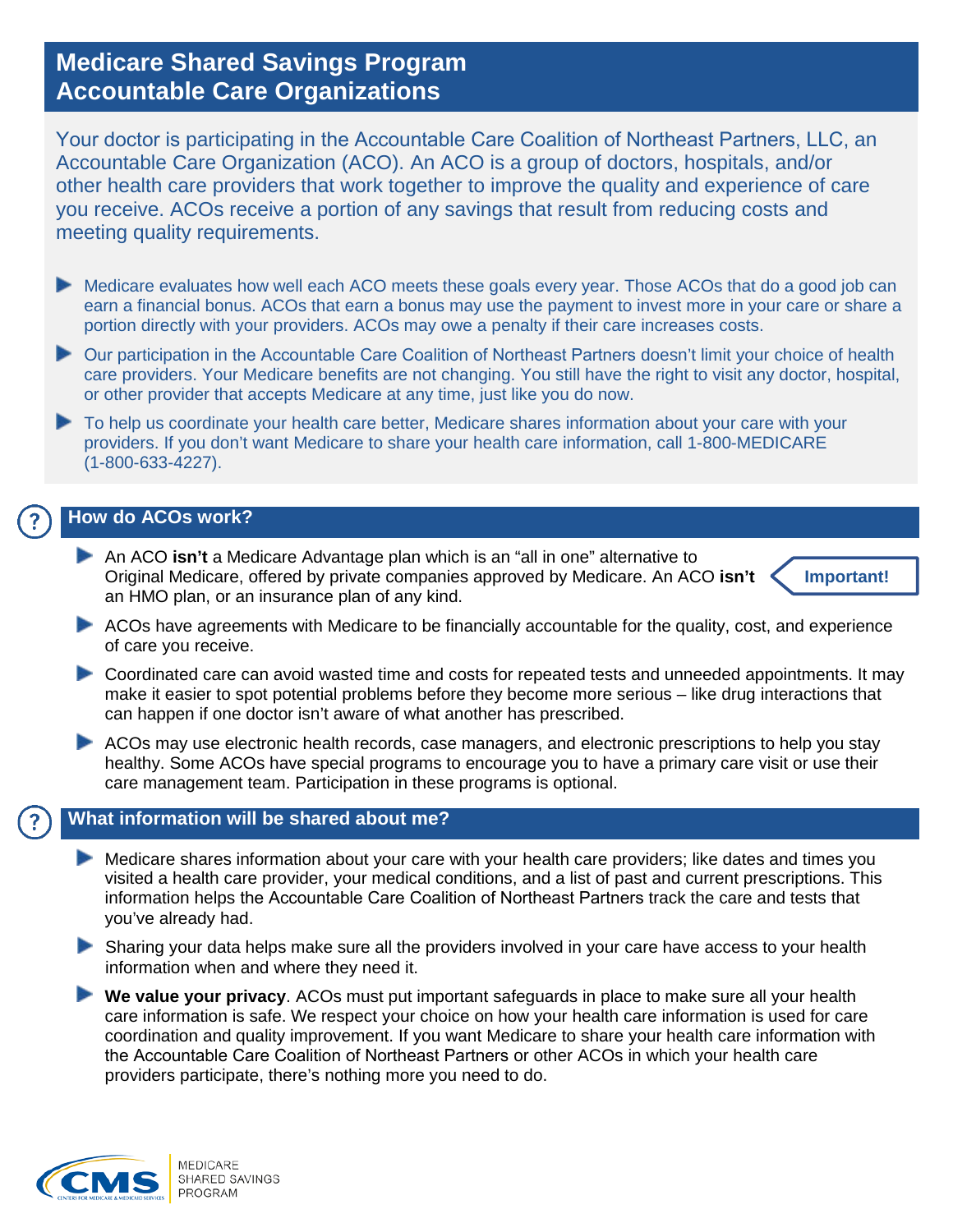# Medicare Shared Savings Program Accountable Care Organizations

Your doctor is participating in the Accountable Care Coalition of Northeast Partners, LLC, an Accountable Care Organization (ACO). An ACO is a group of doctors, hospitals, and/or other health care providers that work together to improve the quality and experience of care you receive. ACOs receive a portion of any savings that result from reducing costs and meeting quality requirements.

- Medicare evaluates how well each ACO meets these goals every year. Those ACOs that do a good job can earn a financial bonus. ACOs that earn a bonus may use the payment to invest more in your care or share a portion directly with your providers. ACOs may owe a penalty if their care increases costs.
- Our participation in the Accountable Care Coalition of Northeast Partners doesn't limit your choice of health care providers. Your Medicare benefits are not changing. You still have the right to visit any doctor, hospital, or other provider that accepts Medicare at any time, just like you do now.
- To help us coordinate your health care better, Medicare shares information about your care with your providers. If you don't want Medicare to share your health care information, call 1-800-MEDICARE (1-800-633-4227).

## How do ACOs work?

- An ACO **isn't** a Medicare Advantage plan which is an "all in one" alternative to Original Medicare, offered by private companies approved by Medicare. An ACO **isn't** an HMO plan, or an insurance plan of any kind. **Important!**
- ACOs have agreements with Medicare to be financially accountable for the quality, cost, and experience of care you receive.
- Coordinated care can avoid wasted time and costs for repeated tests and unneeded appointments. It may make it easier to spot potential problems before they become more serious – like drug interactions that can happen if one doctor isn't aware of what another has prescribed.
- ACOs may use electronic health records, case managers, and electronic prescriptions to help you stay healthy. Some ACOs have special programs to encourage you to have a primary care visit or use their care management team. Participation in these programs is optional.

## What information will be shared about me?

- Medicare shares information about your care with your health care providers; like dates and times you visited a health care provider, your medical conditions, and a list of past and current prescriptions. This information helps the Accountable Care Coalition of Northeast Partners track the care and tests that you've already had.
- Sharing your data helps make sure all the providers involved in your care have access to your health information when and where they need it.
- **We value your privacy**. ACOs must put important safeguards in place to make sure all your health care information is safe. We respect your choice on how your health care information is used for care coordination and quality improvement. If you want Medicare to share your health care information with the Accountable Care Coalition of Northeast Partners or other ACOs in which your health care providers participate, there's nothing more you need to do.

CMS — Centers for Medicare & Medicaid Services | MEDICARE SHARED SAVINGS PROGRAM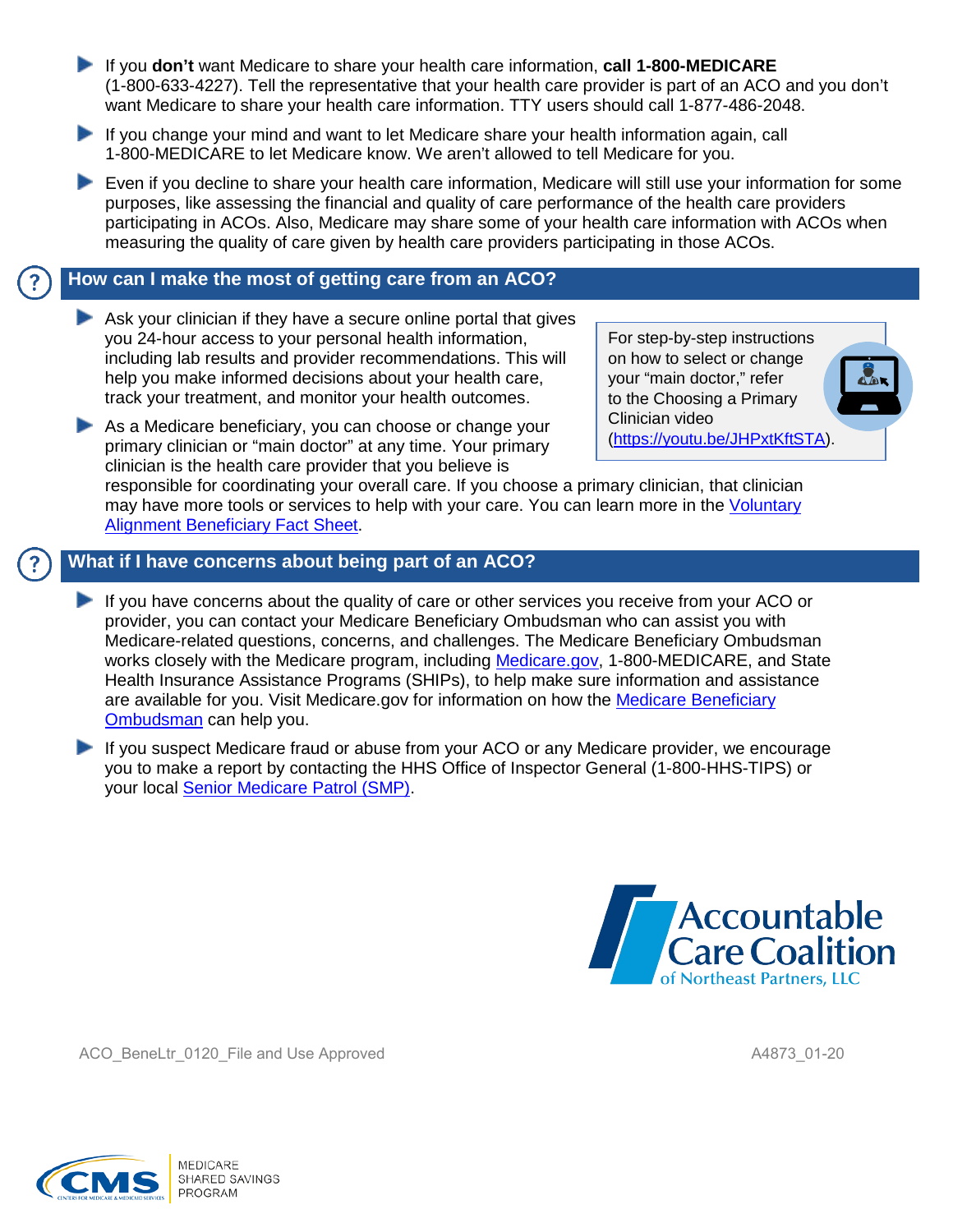- If you **don't** want Medicare to share your health care information, **call 1-800-MEDICARE** (1-800-633-4227). Tell the representative that your health care provider is part of an ACO and you don't want Medicare to share your health care information. TTY users should call 1-877-486-2048.
- If you change your mind and want to let Medicare share your health information again, call 1-800-MEDICARE to let Medicare know. We aren't allowed to tell Medicare for you.
- Even if you decline to share your health care information, Medicare will still use your information for some purposes, like assessing the financial and quality of care performance of the health care providers participating in ACOs. Also, Medicare may share some of your health care information with ACOs when measuring the quality of care given by health care providers participating in those ACOs.

## How can I make the most of getting care from an ACO?

- Ask your clinician if they have a secure online portal that gives you 24-hour access to your personal health information, including lab results and provider recommendations. This will help you make informed decisions about your health care, track your treatment, and monitor your health outcomes.
- As a Medicare beneficiary, you can choose or change your primary clinician or "main doctor" at any time. Your primary clinician is the health care provider that you believe is responsible for coordinating your overall care. If you choose a primary clinician, that clinician may have more tools or services to help with your care. You can learn more in the [Voluntary Alignment Beneficiary Fact Sheet]().

> For step-by-step instructions on how to select or change your "main doctor," refer to the Choosing a Primary Clinician video ([https://youtu.be/JHPxtKftSTA](https://youtu.be/JHPxtKftSTA)).

## What if I have concerns about being part of an ACO?

- If you have concerns about the quality of care or other services you receive from your ACO or provider, you can contact your Medicare Beneficiary Ombudsman who can assist you with Medicare-related questions, concerns, and challenges. The Medicare Beneficiary Ombudsman works closely with the Medicare program, including [Medicare.gov](), 1-800-MEDICARE, and State Health Insurance Assistance Programs (SHIPs), to help make sure information and assistance are available for you. Visit Medicare.gov for information on how the [Medicare Beneficiary Ombudsman]() can help you.
- If you suspect Medicare fraud or abuse from your ACO or any Medicare provider, we encourage you to make a report by contacting the HHS Office of Inspector General (1-800-HHS-TIPS) or your local [Senior Medicare Patrol (SMP)]().

Accountable Care Coalition of Northeast Partners, LLC

ACO_BeneLtr_0120_File and Use Approved

A4873_01-20

CMS MEDICARE SHARED SAVINGS PROGRAM